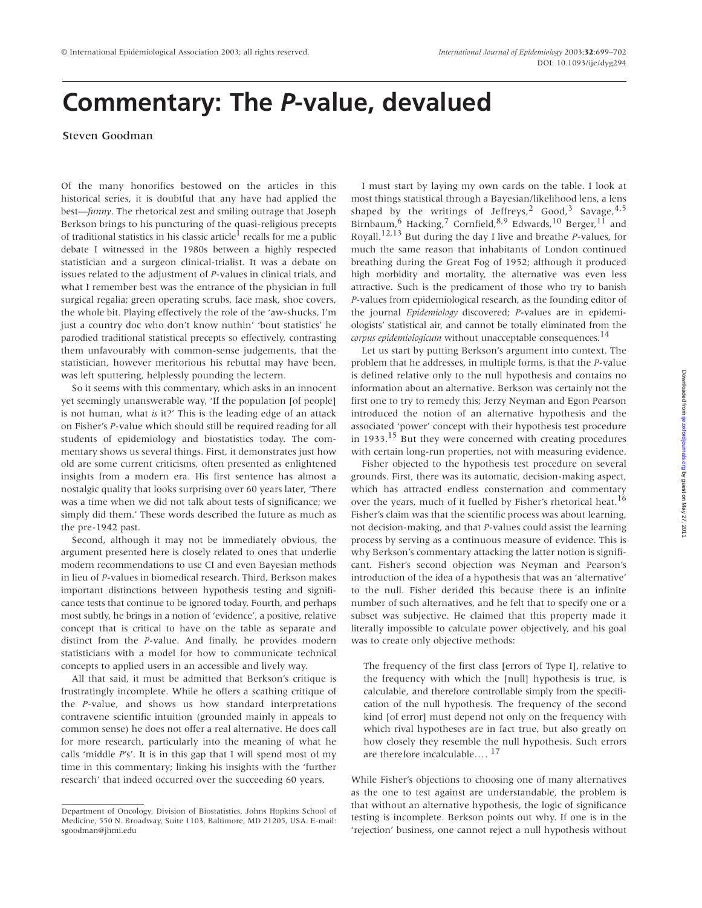# Commentary: The *P*-value, devalued

Steven Goodman

Of the many honorifics bestowed on the articles in this historical series, it is doubtful that any have had applied the best—*funny*. The rhetorical zest and smiling outrage that Joseph Berkson brings to his puncturing of the quasi-religious precepts of traditional statistics in his classic article[1] recalls for me a public debate I witnessed in the 1980s between a highly respected statistician and a surgeon clinical-trialist. It was a debate on issues related to the adjustment of *P*-values in clinical trials, and what I remember best was the entrance of the physician in full surgical regalia; green operating scrubs, face mask, shoe covers, the whole bit. Playing effectively the role of the 'aw-shucks, I'm just a country doc who don't know nuthin' 'bout statistics' he parodied traditional statistical precepts so effectively, contrasting them unfavourably with common-sense judgements, that the statistician, however meritorious his rebuttal may have been, was left sputtering, helplessly pounding the lectern.

So it seems with this commentary, which asks in an innocent yet seemingly unanswerable way, 'If the population [of people] is not human, what *is* it?' This is the leading edge of an attack on Fisher's *P*-value which should still be required reading for all students of epidemiology and biostatistics today. The commentary shows us several things. First, it demonstrates just how old are some current criticisms, often presented as enlightened insights from a modern era. His first sentence has almost a nostalgic quality that looks surprising over 60 years later, 'There was a time when we did not talk about tests of significance; we simply did them.' These words described the future as much as the pre-1942 past.

Second, although it may not be immediately obvious, the argument presented here is closely related to ones that underlie modern recommendations to use CI and even Bayesian methods in lieu of *P*-values in biomedical research. Third, Berkson makes important distinctions between hypothesis testing and significance tests that continue to be ignored today. Fourth, and perhaps most subtly, he brings in a notion of 'evidence', a positive, relative concept that is critical to have on the table as separate and distinct from the *P*-value. And finally, he provides modern statisticians with a model for how to communicate technical concepts to applied users in an accessible and lively way.

All that said, it must be admitted that Berkson's critique is frustratingly incomplete. While he offers a scathing critique of the *P*-value, and shows us how standard interpretations contravene scientific intuition (grounded mainly in appeals to common sense) he does not offer a real alternative. He does call for more research, particularly into the meaning of what he calls 'middle *P*'s'. It is in this gap that I will spend most of my time in this commentary; linking his insights with the 'further research' that indeed occurred over the succeeding 60 years.

Department of Oncology, Division of Biostatistics, Johns Hopkins School of Medicine, 550 N. Broadway, Suite 1103, Baltimore, MD 21205, USA. E-mail: sgoodman@jhmi.edu

I must start by laying my own cards on the table. I look at most things statistical through a Bayesian/likelihood lens, a lens shaped by the writings of Jeffreys,[2] Good,[3] Savage,[4,5] Birnbaum,[6] Hacking,[7] Cornfield,[8,9] Edwards,[10] Berger,[11] and Royall.[12,13] But during the day I live and breathe *P*-values, for much the same reason that inhabitants of London continued breathing during the Great Fog of 1952; although it produced high morbidity and mortality, the alternative was even less attractive. Such is the predicament of those who try to banish *P*-values from epidemiological research, as the founding editor of the journal *Epidemiology* discovered; *P*-values are in epidemiologists' statistical air, and cannot be totally eliminated from the *corpus epidemiologicum* without unacceptable consequences.[14]

Let us start by putting Berkson's argument into context. The problem that he addresses, in multiple forms, is that the *P*-value is defined relative only to the null hypothesis and contains no information about an alternative. Berkson was certainly not the first one to try to remedy this; Jerzy Neyman and Egon Pearson introduced the notion of an alternative hypothesis and the associated 'power' concept with their hypothesis test procedure in 1933.[15] But they were concerned with creating procedures with certain long-run properties, not with measuring evidence.

Fisher objected to the hypothesis test procedure on several grounds. First, there was its automatic, decision-making aspect, which has attracted endless consternation and commentary over the years, much of it fuelled by Fisher's rhetorical heat.[16] Fisher's claim was that the scientific process was about learning, not decision-making, and that *P*-values could assist the learning process by serving as a continuous measure of evidence. This is why Berkson's commentary attacking the latter notion is significant. Fisher's second objection was Neyman and Pearson's introduction of the idea of a hypothesis that was an 'alternative' to the null. Fisher derided this because there is an infinite number of such alternatives, and he felt that to specify one or a subset was subjective. He claimed that this property made it literally impossible to calculate power objectively, and his goal was to create only objective methods:

> The frequency of the first class [errors of Type I], relative to the frequency with which the [null] hypothesis is true, is calculable, and therefore controllable simply from the specification of the null hypothesis. The frequency of the second kind [of error] must depend not only on the frequency with which rival hypotheses are in fact true, but also greatly on how closely they resemble the null hypothesis. Such errors are therefore incalculable.... [17]

While Fisher's objections to choosing one of many alternatives as the one to test against are understandable, the problem is that without an alternative hypothesis, the logic of significance testing is incomplete. Berkson points out why. If one is in the 'rejection' business, one cannot reject a null hypothesis without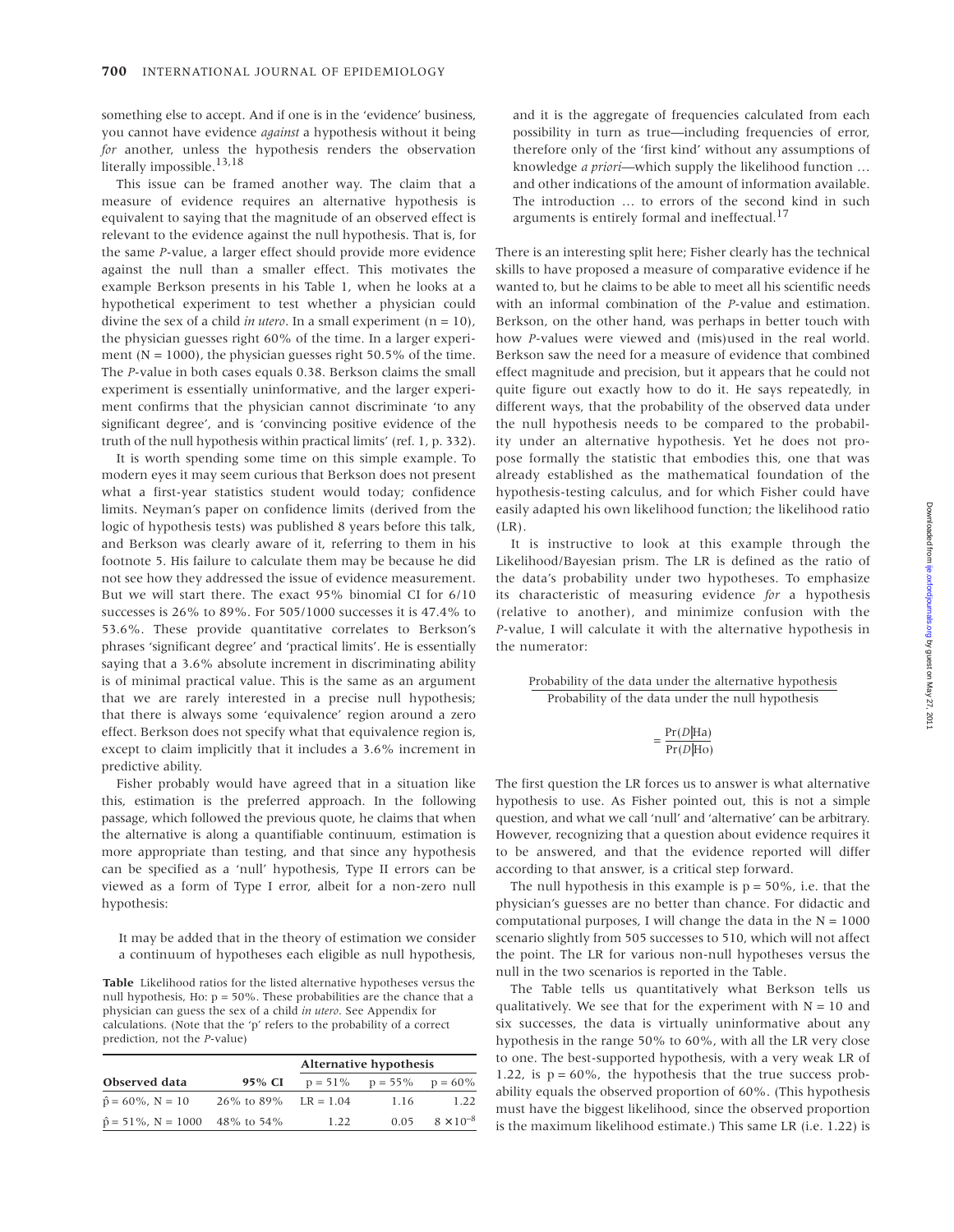something else to accept. And if one is in the 'evidence' business, you cannot have evidence *against* a hypothesis without it being *for* another, unless the hypothesis renders the observation literally impossible.[13,18]

This issue can be framed another way. The claim that a measure of evidence requires an alternative hypothesis is equivalent to saying that the magnitude of an observed effect is relevant to the evidence against the null hypothesis. That is, for the same *P*-value, a larger effect should provide more evidence against the null than a smaller effect. This motivates the example Berkson presents in his Table 1, when he looks at a hypothetical experiment to test whether a physician could divine the sex of a child *in utero*. In a small experiment (n = 10), the physician guesses right 60% of the time. In a larger experiment (N = 1000), the physician guesses right 50.5% of the time. The *P*-value in both cases equals 0.38. Berkson claims the small experiment is essentially uninformative, and the larger experiment confirms that the physician cannot discriminate 'to any significant degree', and is 'convincing positive evidence of the truth of the null hypothesis within practical limits' (ref. 1, p. 332).

It is worth spending some time on this simple example. To modern eyes it may seem curious that Berkson does not present what a first-year statistics student would today; confidence limits. Neyman's paper on confidence limits (derived from the logic of hypothesis tests) was published 8 years before this talk, and Berkson was clearly aware of it, referring to them in his footnote 5. His failure to calculate them may be because he did not see how they addressed the issue of evidence measurement. But we will start there. The exact 95% binomial CI for 6/10 successes is 26% to 89%. For 505/1000 successes it is 47.4% to 53.6%. These provide quantitative correlates to Berkson's phrases 'significant degree' and 'practical limits'. He is essentially saying that a 3.6% absolute increment in discriminating ability is of minimal practical value. This is the same as an argument that we are rarely interested in a precise null hypothesis; that there is always some 'equivalence' region around a zero effect. Berkson does not specify what that equivalence region is, except to claim implicitly that it includes a 3.6% increment in predictive ability.

Fisher probably would have agreed that in a situation like this, estimation is the preferred approach. In the following passage, which followed the previous quote, he claims that when the alternative is along a quantifiable continuum, estimation is more appropriate than testing, and that since any hypothesis can be specified as a 'null' hypothesis, Type II errors can be viewed as a form of Type I error, albeit for a non-zero null hypothesis:

> It may be added that in the theory of estimation we consider a continuum of hypotheses each eligible as null hypothesis, and it is the aggregate of frequencies calculated from each possibility in turn as true—including frequencies of error, therefore only of the 'first kind' without any assumptions of knowledge *a priori*—which supply the likelihood function … and other indications of the amount of information available. The introduction … to errors of the second kind in such arguments is entirely formal and ineffectual.[17]

**Table** Likelihood ratios for the listed alternative hypotheses versus the null hypothesis, Ho: p = 50%. These probabilities are the chance that a physician can guess the sex of a child *in utero*. See Appendix for calculations. (Note that the 'p' refers to the probability of a correct prediction, not the *P*-value)

| | | Alternative hypothesis | | |
|---|---|---|---|---|
| **Observed data** | **95% CI** | p = 51% | p = 55% | p = 60% |
| $\hat{p}$ = 60%, N = 10 | 26% to 89% | LR = 1.04 | 1.16 | 1.22 |
| $\hat{p}$ = 51%, N = 1000 | 48% to 54% | 1.22 | 0.05 | $8 \times 10^{-8}$ |

There is an interesting split here; Fisher clearly has the technical skills to have proposed a measure of comparative evidence if he wanted to, but he claims to be able to meet all his scientific needs with an informal combination of the *P*-value and estimation. Berkson, on the other hand, was perhaps in better touch with how *P*-values were viewed and (mis)used in the real world. Berkson saw the need for a measure of evidence that combined effect magnitude and precision, but it appears that he could not quite figure out exactly how to do it. He says repeatedly, in different ways, that the probability of the observed data under the null hypothesis needs to be compared to the probability under an alternative hypothesis. Yet he does not propose formally the statistic that embodies this, one that was already established as the mathematical foundation of the hypothesis-testing calculus, and for which Fisher could have easily adapted his own likelihood function; the likelihood ratio (LR).

It is instructive to look at this example through the Likelihood/Bayesian prism. The LR is defined as the ratio of the data's probability under two hypotheses. To emphasize its characteristic of measuring evidence *for* a hypothesis (relative to another), and minimize confusion with the *P*-value, I will calculate it with the alternative hypothesis in the numerator:

$$\frac{\text{Probability of the data under the alternative hypothesis}}{\text{Probability of the data under the null hypothesis}} = \frac{\Pr(D|\text{Ha})}{\Pr(D|\text{Ho})}$$

The first question the LR forces us to answer is what alternative hypothesis to use. As Fisher pointed out, this is not a simple question, and what we call 'null' and 'alternative' can be arbitrary. However, recognizing that a question about evidence requires it to be answered, and that the evidence reported will differ according to that answer, is a critical step forward.

The null hypothesis in this example is p = 50%, i.e. that the physician's guesses are no better than chance. For didactic and computational purposes, I will change the data in the N = 1000 scenario slightly from 505 successes to 510, which will not affect the point. The LR for various non-null hypotheses versus the null in the two scenarios is reported in the Table.

The Table tells us quantitatively what Berkson tells us qualitatively. We see that for the experiment with N = 10 and six successes, the data is virtually uninformative about any hypothesis in the range 50% to 60%, with all the LR very close to one. The best-supported hypothesis, with a very weak LR of 1.22, is p = 60%, the hypothesis that the true success probability equals the observed proportion of 60%. (This hypothesis must have the biggest likelihood, since the observed proportion is the maximum likelihood estimate.) This same LR (i.e. 1.22) is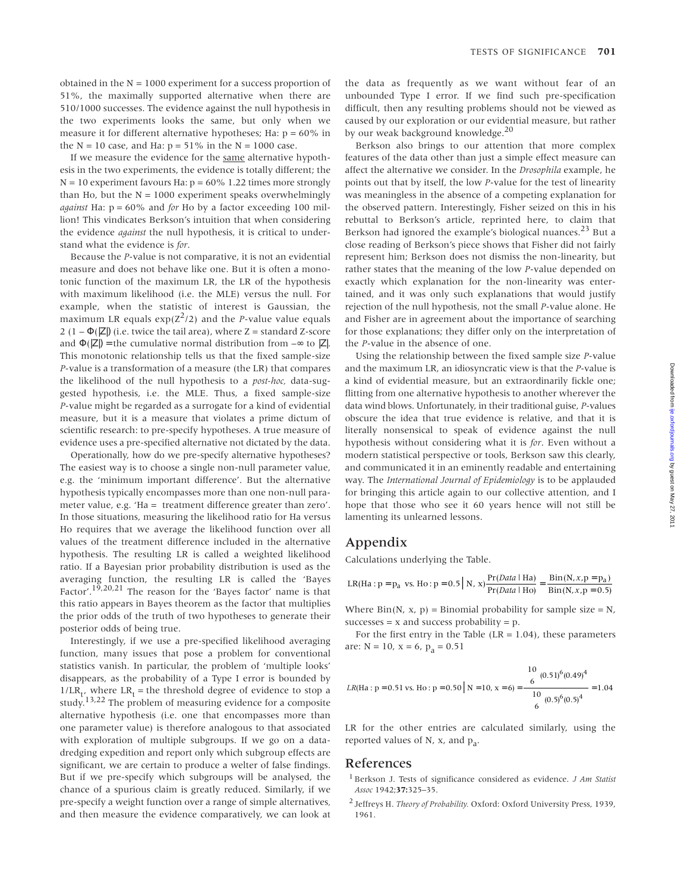obtained in the N = 1000 experiment for a success proportion of 51%, the maximally supported alternative when there are 510/1000 successes. The evidence against the null hypothesis in the two experiments looks the same, but only when we measure it for different alternative hypotheses; Ha: p = 60% in the N = 10 case, and Ha: p = 51% in the N = 1000 case.

If we measure the evidence for the same alternative hypothesis in the two experiments, the evidence is totally different; the N = 10 experiment favours Ha: p = 60% 1.22 times more strongly than Ho, but the N = 1000 experiment speaks overwhelmingly *against* Ha: p = 60% and *for* Ho by a factor exceeding 100 million! This vindicates Berkson's intuition that when considering the evidence *against* the null hypothesis, it is critical to understand what the evidence is *for*.

Because the *P*-value is not comparative, it is not an evidential measure and does not behave like one. But it is often a monotonic function of the maximum LR, the LR of the hypothesis with maximum likelihood (i.e. the MLE) versus the null. For example, when the statistic of interest is Gaussian, the maximum LR equals $\exp(Z^2/2)$ and the *P*-value value equals $2(1 - \Phi(|Z|))$ (i.e. twice the tail area), where Z = standard Z-score and $\Phi(|Z|)$ = the cumulative normal distribution from $-\infty$ to $|Z|$. This monotonic relationship tells us that the fixed sample-size *P*-value is a transformation of a measure (the LR) that compares the likelihood of the null hypothesis to a *post-hoc*, data-suggested hypothesis, i.e. the MLE. Thus, a fixed sample-size *P*-value might be regarded as a surrogate for a kind of evidential measure, but it is a measure that violates a prime dictum of scientific research: to pre-specify hypotheses. A true measure of evidence uses a pre-specified alternative not dictated by the data.

Operationally, how do we pre-specify alternative hypotheses? The easiest way is to choose a single non-null parameter value, e.g. the 'minimum important difference'. But the alternative hypothesis typically encompasses more than one non-null parameter value, e.g. 'Ha = treatment difference greater than zero'. In those situations, measuring the likelihood ratio for Ha versus Ho requires that we average the likelihood function over all values of the treatment difference included in the alternative hypothesis. The resulting LR is called a weighted likelihood ratio. If a Bayesian prior probability distribution is used as the averaging function, the resulting LR is called the 'Bayes Factor'.[19,20,21] The reason for the 'Bayes factor' name is that this ratio appears in Bayes theorem as the factor that multiplies the prior odds of the truth of two hypotheses to generate their posterior odds of being true.

Interestingly, if we use a pre-specified likelihood averaging function, many issues that pose a problem for conventional statistics vanish. In particular, the problem of 'multiple looks' disappears, as the probability of a Type I error is bounded by $1/LR_t$, where $LR_t$ = the threshold degree of evidence to stop a study.[13,22] The problem of measuring evidence for a composite alternative hypothesis (i.e. one that encompasses more than one parameter value) is therefore analogous to that associated with exploration of multiple subgroups. If we go on a data-dredging expedition and report only which subgroup effects are significant, we are certain to produce a welter of false findings. But if we pre-specify which subgroups will be analysed, the chance of a spurious claim is greatly reduced. Similarly, if we pre-specify a weight function over a range of simple alternatives, and then measure the evidence comparatively, we can look at the data as frequently as we want without fear of an unbounded Type I error. If we find such pre-specification difficult, then any resulting problems should not be viewed as caused by our exploration or our evidential measure, but rather by our weak background knowledge.[20]

Berkson also brings to our attention that more complex features of the data other than just a simple effect measure can affect the alternative we consider. In the *Drosophila* example, he points out that by itself, the low *P*-value for the test of linearity was meaningless in the absence of a competing explanation for the observed pattern. Interestingly, Fisher seized on this in his rebuttal to Berkson's article, reprinted here, to claim that Berkson had ignored the example's biological nuances.[23] But a close reading of Berkson's piece shows that Fisher did not fairly represent him; Berkson does not dismiss the non-linearity, but rather states that the meaning of the low *P*-value depended on exactly which explanation for the non-linearity was entertained, and it was only such explanations that would justify rejection of the null hypothesis, not the small *P*-value alone. He and Fisher are in agreement about the importance of searching for those explanations; they differ only on the interpretation of the *P*-value in the absence of one.

Using the relationship between the fixed sample size *P*-value and the maximum LR, an idiosyncratic view is that the *P*-value is a kind of evidential measure, but an extraordinarily fickle one; flitting from one alternative hypothesis to another wherever the data wind blows. Unfortunately, in their traditional guise, *P*-values obscure the idea that true evidence is relative, and that it is literally nonsensical to speak of evidence against the null hypothesis without considering what it is *for*. Even without a modern statistical perspective or tools, Berkson saw this clearly, and communicated it in an eminently readable and entertaining way. The *International Journal of Epidemiology* is to be applauded for bringing this article again to our collective attention, and I hope that those who see it 60 years hence will not still be lamenting its unlearned lessons.

## Appendix

Calculations underlying the Table.

$$LR(\text{Ha}: p = p_a \text{ vs. Ho}: p = 0.5 \mid N, x) = \frac{\Pr(Data \mid \text{Ha})}{\Pr(Data \mid \text{Ho})} = \frac{\text{Bin}(N, x, p = p_a)}{\text{Bin}(N, x, p = 0.5)}$$

Where Bin(N, x, p) = Binomial probability for sample size = N, successes = x and success probability = p.

For the first entry in the Table (LR = 1.04), these parameters are: N = 10, x = 6, $p_a = 0.51$

$$LR(\text{Ha}: p = 0.51 \text{ vs. Ho}: p = 0.50 \mid N = 10, x = 6) = \frac{\binom{10}{6}(0.51)^6(0.49)^4}{\binom{10}{6}(0.5)^6(0.5)^4} = 1.04$$

LR for the other entries are calculated similarly, using the reported values of N, x, and $p_a$.

## References

1. Berkson J. Tests of significance considered as evidence. *J Am Statist Assoc* 1942;**37:**325–35.
2. Jeffreys H. *Theory of Probability.* Oxford: Oxford University Press, 1939, 1961.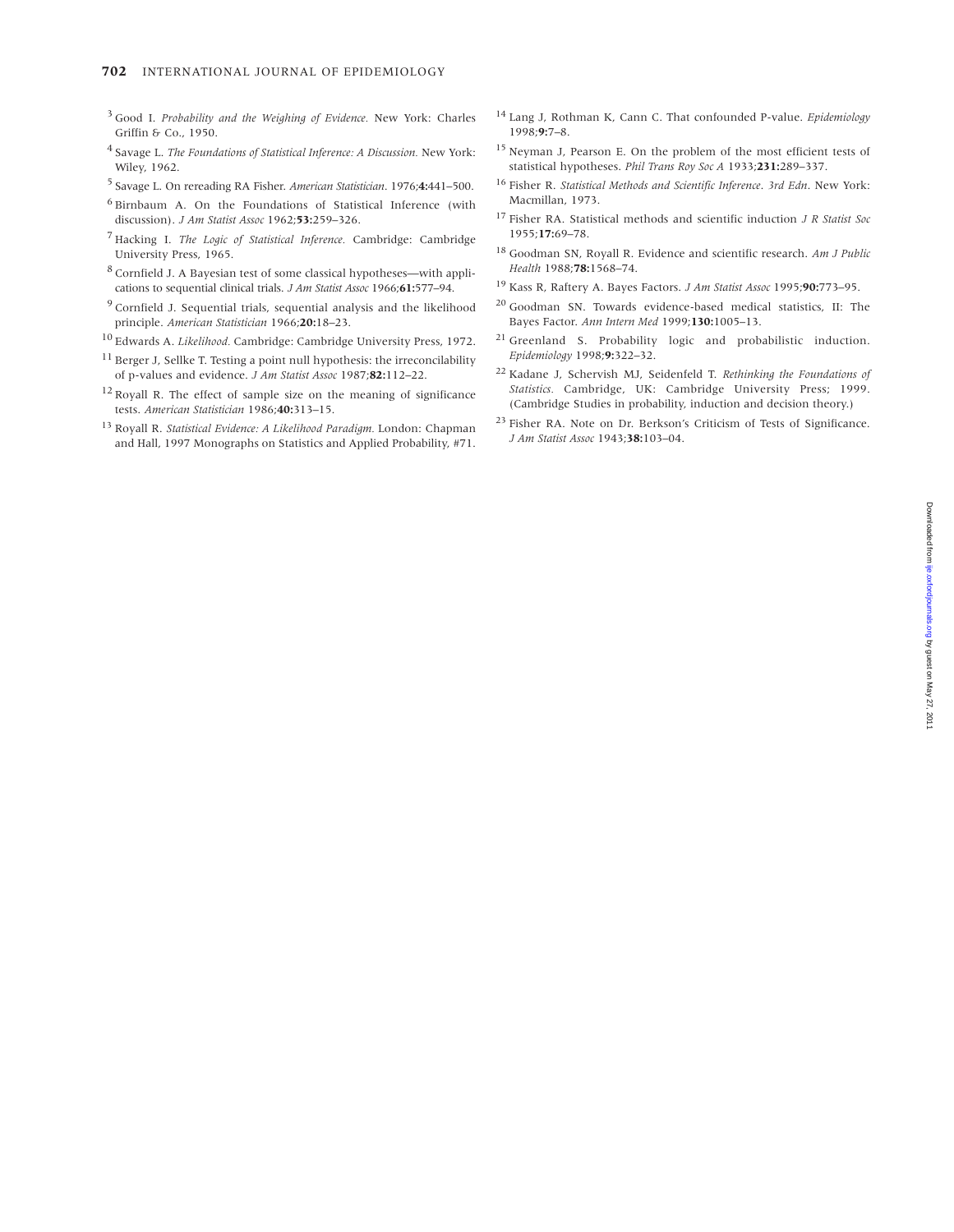[3] Good I. *Probability and the Weighing of Evidence.* New York: Charles Griffin & Co., 1950.

[4] Savage L. *The Foundations of Statistical Inference: A Discussion.* New York: Wiley, 1962.

[5] Savage L. On rereading RA Fisher. *American Statistician*. 1976;**4:**441–500.

[6] Birnbaum A. On the Foundations of Statistical Inference (with discussion). *J Am Statist Assoc* 1962;**53:**259–326.

[7] Hacking I. *The Logic of Statistical Inference.* Cambridge: Cambridge University Press, 1965.

[8] Cornfield J. A Bayesian test of some classical hypotheses—with applications to sequential clinical trials. *J Am Statist Assoc* 1966;**61:**577–94.

[9] Cornfield J. Sequential trials, sequential analysis and the likelihood principle. *American Statistician* 1966;**20:**18–23.

[10] Edwards A. *Likelihood.* Cambridge: Cambridge University Press, 1972.

[11] Berger J, Sellke T. Testing a point null hypothesis: the irreconcilability of p-values and evidence. *J Am Statist Assoc* 1987;**82:**112–22.

[12] Royall R. The effect of sample size on the meaning of significance tests. *American Statistician* 1986;**40:**313–15.

[13] Royall R. *Statistical Evidence: A Likelihood Paradigm.* London: Chapman and Hall, 1997 Monographs on Statistics and Applied Probability, #71.

[14] Lang J, Rothman K, Cann C. That confounded P-value. *Epidemiology* 1998;**9:**7–8.

[15] Neyman J, Pearson E. On the problem of the most efficient tests of statistical hypotheses. *Phil Trans Roy Soc A* 1933;**231:**289–337.

[16] Fisher R. *Statistical Methods and Scientific Inference. 3rd Edn*. New York: Macmillan, 1973.

[17] Fisher RA. Statistical methods and scientific induction *J R Statist Soc* 1955;**17:**69–78.

[18] Goodman SN, Royall R. Evidence and scientific research. *Am J Public Health* 1988;**78:**1568–74.

[19] Kass R, Raftery A. Bayes Factors. *J Am Statist Assoc* 1995;**90:**773–95.

[20] Goodman SN. Towards evidence-based medical statistics, II: The Bayes Factor. *Ann Intern Med* 1999;**130:**1005–13.

[21] Greenland S. Probability logic and probabilistic induction. *Epidemiology* 1998;**9:**322–32.

[22] Kadane J, Schervish MJ, Seidenfeld T. *Rethinking the Foundations of Statistics.* Cambridge, UK: Cambridge University Press; 1999. (Cambridge Studies in probability, induction and decision theory.)

[23] Fisher RA. Note on Dr. Berkson's Criticism of Tests of Significance. *J Am Statist Assoc* 1943;**38:**103–04.